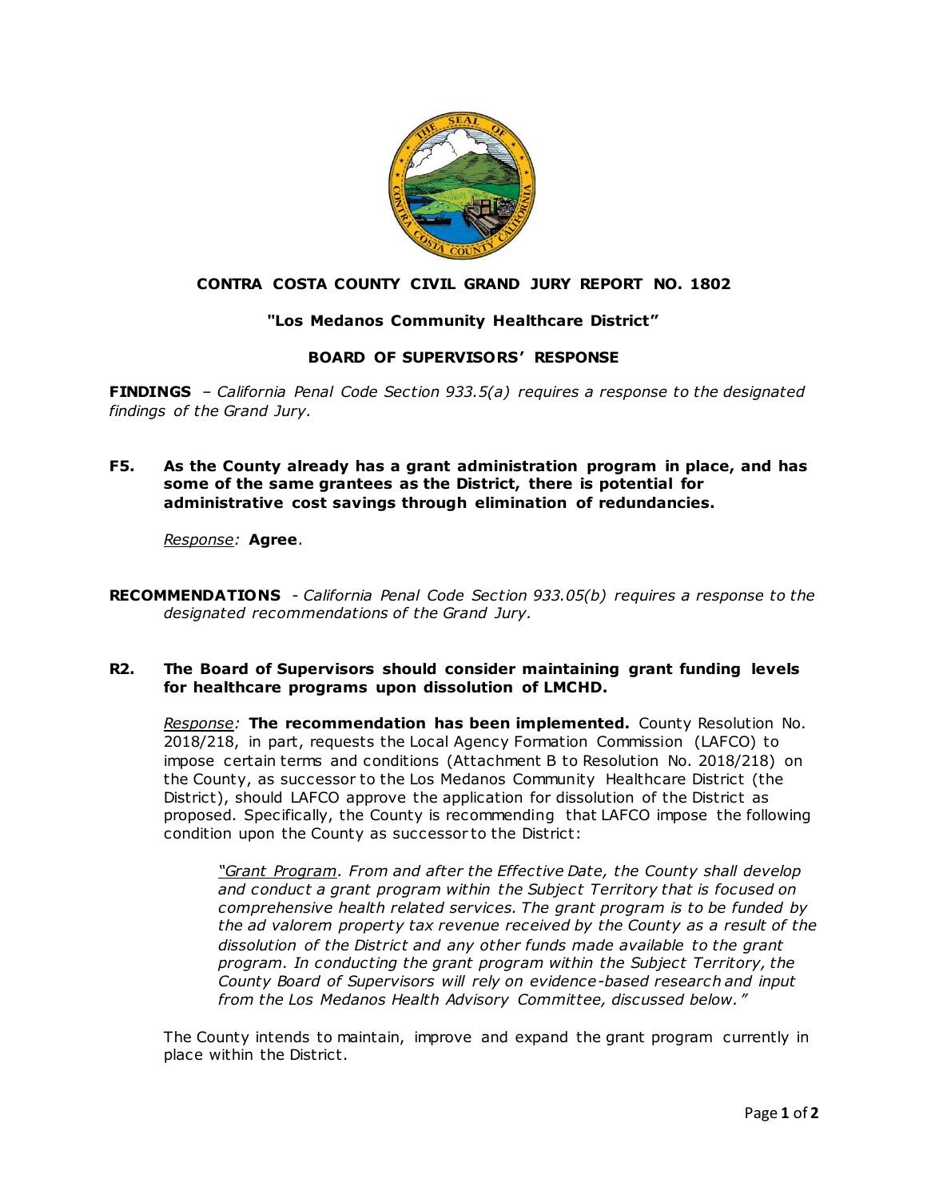**CONTRA COSTA COUNTY CIVIL GRAND JURY REPORT NO. 1802**

**"Los Medanos Community Healthcare District"**

**BOARD OF SUPERVISORS' RESPONSE**

**FINDINGS** – *California Penal Code Section 933.5(a) requires a response to the designated findings of the Grand Jury.*

**F5. As the County already has a grant administration program in place, and has some of the same grantees as the District, there is potential for administrative cost savings through elimination of redundancies.**

*Response:* **Agree**.

**RECOMMENDATIONS** - *California Penal Code Section 933.05(b) requires a response to the designated recommendations of the Grand Jury.*

**R2. The Board of Supervisors should consider maintaining grant funding levels for healthcare programs upon dissolution of LMCHD.**

*Response:* **The recommendation has been implemented.** County Resolution No. 2018/218, in part, requests the Local Agency Formation Commission (LAFCO) to impose certain terms and conditions (Attachment B to Resolution No. 2018/218) on the County, as successor to the Los Medanos Community Healthcare District (the District), should LAFCO approve the application for dissolution of the District as proposed. Specifically, the County is recommending that LAFCO impose the following condition upon the County as successor to the District:

> *"Grant Program. From and after the Effective Date, the County shall develop and conduct a grant program within the Subject Territory that is focused on comprehensive health related services. The grant program is to be funded by the ad valorem property tax revenue received by the County as a result of the dissolution of the District and any other funds made available to the grant program. In conducting the grant program within the Subject Territory, the County Board of Supervisors will rely on evidence-based research and input from the Los Medanos Health Advisory Committee, discussed below."*

The County intends to maintain, improve and expand the grant program currently in place within the District.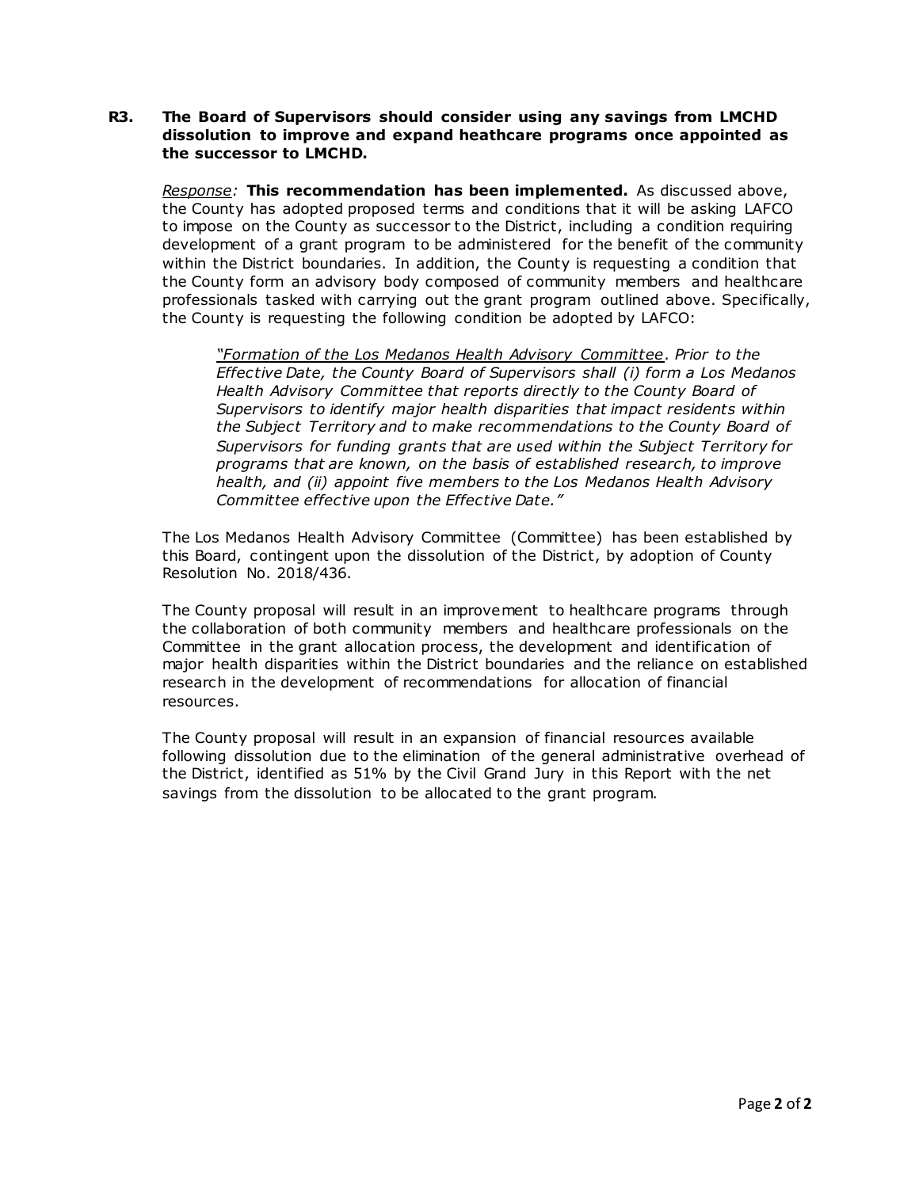**R3. The Board of Supervisors should consider using any savings from LMCHD dissolution to improve and expand heathcare programs once appointed as the successor to LMCHD.**

*Response:* **This recommendation has been implemented.** As discussed above, the County has adopted proposed terms and conditions that it will be asking LAFCO to impose on the County as successor to the District, including a condition requiring development of a grant program to be administered for the benefit of the community within the District boundaries. In addition, the County is requesting a condition that the County form an advisory body composed of community members and healthcare professionals tasked with carrying out the grant program outlined above. Specifically, the County is requesting the following condition be adopted by LAFCO:

> *"Formation of the Los Medanos Health Advisory Committee. Prior to the Effective Date, the County Board of Supervisors shall (i) form a Los Medanos Health Advisory Committee that reports directly to the County Board of Supervisors to identify major health disparities that impact residents within the Subject Territory and to make recommendations to the County Board of Supervisors for funding grants that are used within the Subject Territory for programs that are known, on the basis of established research, to improve health, and (ii) appoint five members to the Los Medanos Health Advisory Committee effective upon the Effective Date."*

The Los Medanos Health Advisory Committee (Committee) has been established by this Board, contingent upon the dissolution of the District, by adoption of County Resolution No. 2018/436.

The County proposal will result in an improvement to healthcare programs through the collaboration of both community members and healthcare professionals on the Committee in the grant allocation process, the development and identification of major health disparities within the District boundaries and the reliance on established research in the development of recommendations for allocation of financial resources.

The County proposal will result in an expansion of financial resources available following dissolution due to the elimination of the general administrative overhead of the District, identified as 51% by the Civil Grand Jury in this Report with the net savings from the dissolution to be allocated to the grant program.